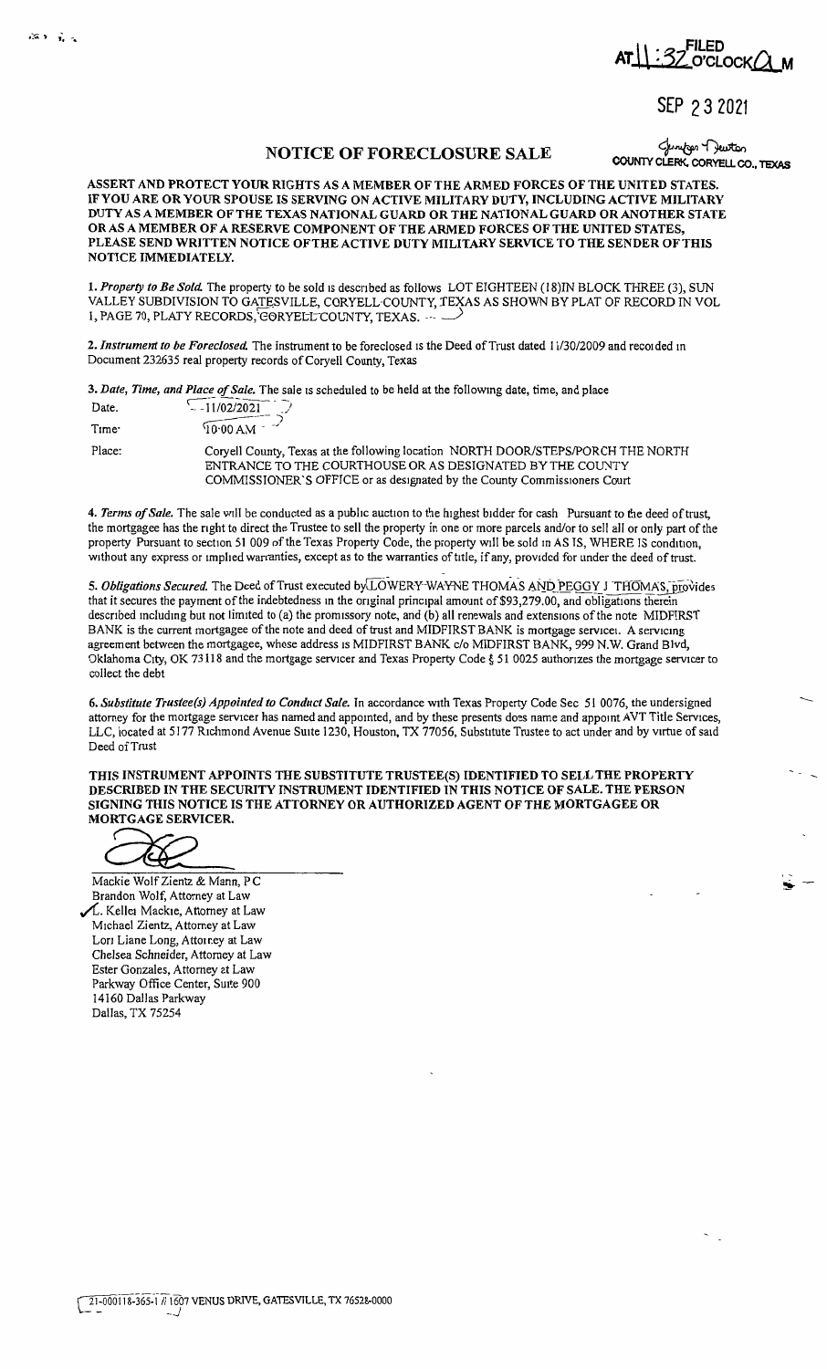FILED AT 11:32 O'CLOCK A M

SEP 23 2021

Jennifer Newton
COUNTY CLERK, CORYELL CO., TEXAS

# NOTICE OF FORECLOSURE SALE

**ASSERT AND PROTECT YOUR RIGHTS AS A MEMBER OF THE ARMED FORCES OF THE UNITED STATES. IF YOU ARE OR YOUR SPOUSE IS SERVING ON ACTIVE MILITARY DUTY, INCLUDING ACTIVE MILITARY DUTY AS A MEMBER OF THE TEXAS NATIONAL GUARD OR THE NATIONAL GUARD OR ANOTHER STATE OR AS A MEMBER OF A RESERVE COMPONENT OF THE ARMED FORCES OF THE UNITED STATES, PLEASE SEND WRITTEN NOTICE OF THE ACTIVE DUTY MILITARY SERVICE TO THE SENDER OF THIS NOTICE IMMEDIATELY.**

1. *Property to Be Sold.* The property to be sold is described as follows LOT EIGHTEEN (18)IN BLOCK THREE (3), SUN VALLEY SUBDIVISION TO GATESVILLE, CORYELL COUNTY, TEXAS AS SHOWN BY PLAT OF RECORD IN VOL 1, PAGE 70, PLATY RECORDS, CORYELL COUNTY, TEXAS.

2. *Instrument to be Foreclosed.* The instrument to be foreclosed is the Deed of Trust dated 11/30/2009 and recorded in Document 232635 real property records of Coryell County, Texas

3. *Date, Time, and Place of Sale.* The sale is scheduled to be held at the following date, time, and place

Date. 11/02/2021

Time: 10:00 AM

Place: Coryell County, Texas at the following location NORTH DOOR/STEPS/PORCH THE NORTH ENTRANCE TO THE COURTHOUSE OR AS DESIGNATED BY THE COUNTY COMMISSIONER'S OFFICE or as designated by the County Commissioners Court

4. *Terms of Sale.* The sale will be conducted as a public auction to the highest bidder for cash Pursuant to the deed of trust, the mortgagee has the right to direct the Trustee to sell the property in one or more parcels and/or to sell all or only part of the property Pursuant to section 51 009 of the Texas Property Code, the property will be sold in AS IS, WHERE IS condition, without any express or implied warranties, except as to the warranties of title, if any, provided for under the deed of trust.

5. *Obligations Secured.* The Deed of Trust executed by LOWERY WAYNE THOMAS AND PEGGY J THOMAS, provides that it secures the payment of the indebtedness in the original principal amount of $93,279.00, and obligations therein described including but not limited to (a) the promissory note, and (b) all renewals and extensions of the note MIDFIRST BANK is the current mortgagee of the note and deed of trust and MIDFIRST BANK is mortgage servicer. A servicing agreement between the mortgagee, whose address is MIDFIRST BANK c/o MIDFIRST BANK, 999 N.W. Grand Blvd, Oklahoma City, OK 73118 and the mortgage servicer and Texas Property Code § 51 0025 authorizes the mortgage servicer to collect the debt

6. *Substitute Trustee(s) Appointed to Conduct Sale.* In accordance with Texas Property Code Sec 51 0076, the undersigned attorney for the mortgage servicer has named and appointed, and by these presents does name and appoint AVT Title Services, LLC, located at 5177 Richmond Avenue Suite 1230, Houston, TX 77056, Substitute Trustee to act under and by virtue of said Deed of Trust

**THIS INSTRUMENT APPOINTS THE SUBSTITUTE TRUSTEE(S) IDENTIFIED TO SELL THE PROPERTY DESCRIBED IN THE SECURITY INSTRUMENT IDENTIFIED IN THIS NOTICE OF SALE. THE PERSON SIGNING THIS NOTICE IS THE ATTORNEY OR AUTHORIZED AGENT OF THE MORTGAGEE OR MORTGAGE SERVICER.**

Mackie Wolf Zientz & Mann, P C
Brandon Wolf, Attorney at Law
✓L. Keller Mackie, Attorney at Law
Michael Zientz, Attorney at Law
Lori Liane Long, Attorney at Law
Chelsea Schneider, Attorney at Law
Ester Gonzales, Attorney at Law
Parkway Office Center, Suite 900
14160 Dallas Parkway
Dallas, TX 75254

21-000118-365-1 // 1607 VENUS DRIVE, GATESVILLE, TX 76528-0000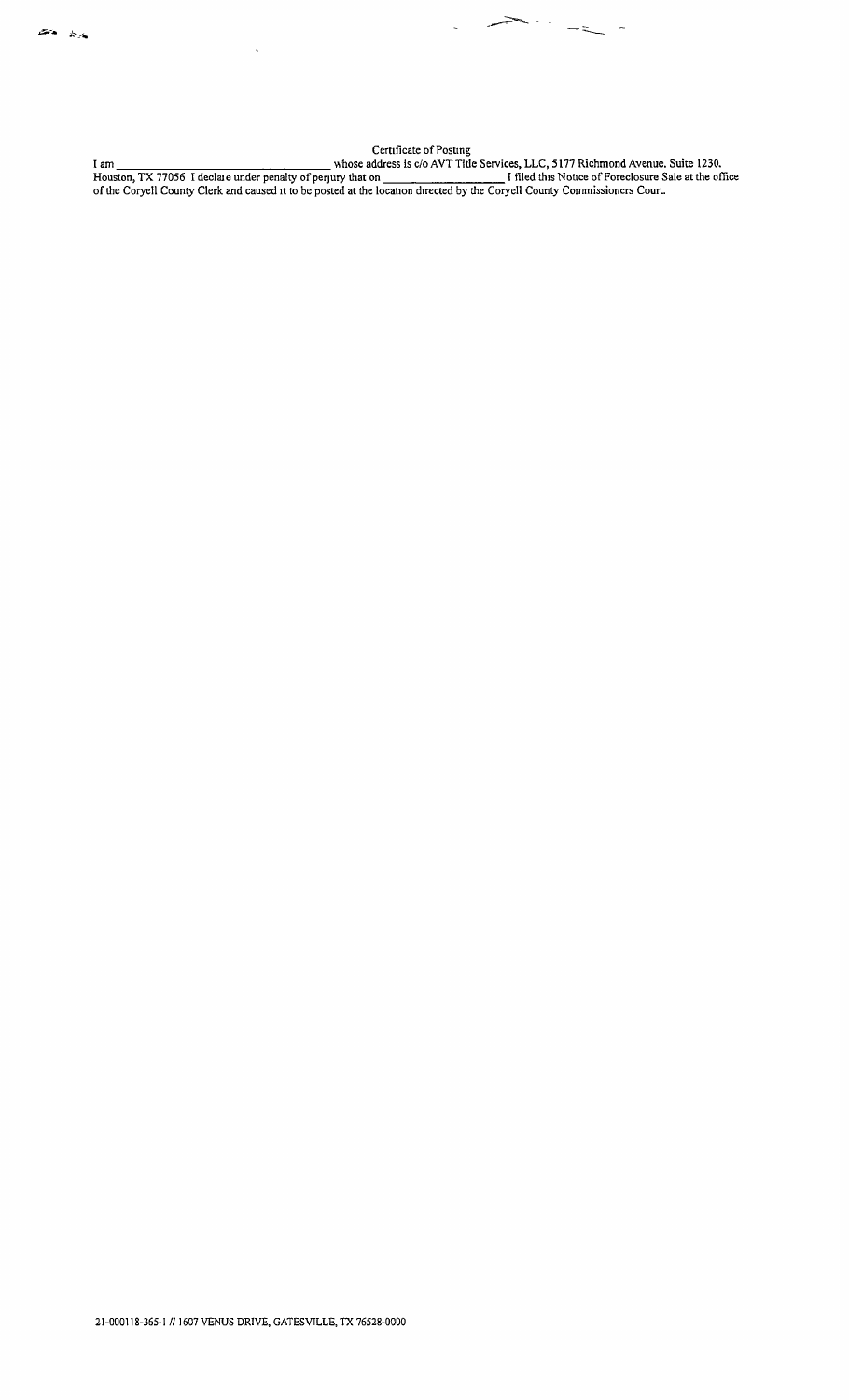Certificate of Posting

I am ______________________________ whose address is c/o AVT Title Services, LLC, 5177 Richmond Avenue. Suite 1230. Houston, TX 77056 I declare under penalty of perjury that on ____________________ I filed this Notice of Foreclosure Sale at the office of the Coryell County Clerk and caused it to be posted at the location directed by the Coryell County Commissioners Court.

21-000118-365-1 // 1607 VENUS DRIVE, GATESVILLE, TX 76528-0000